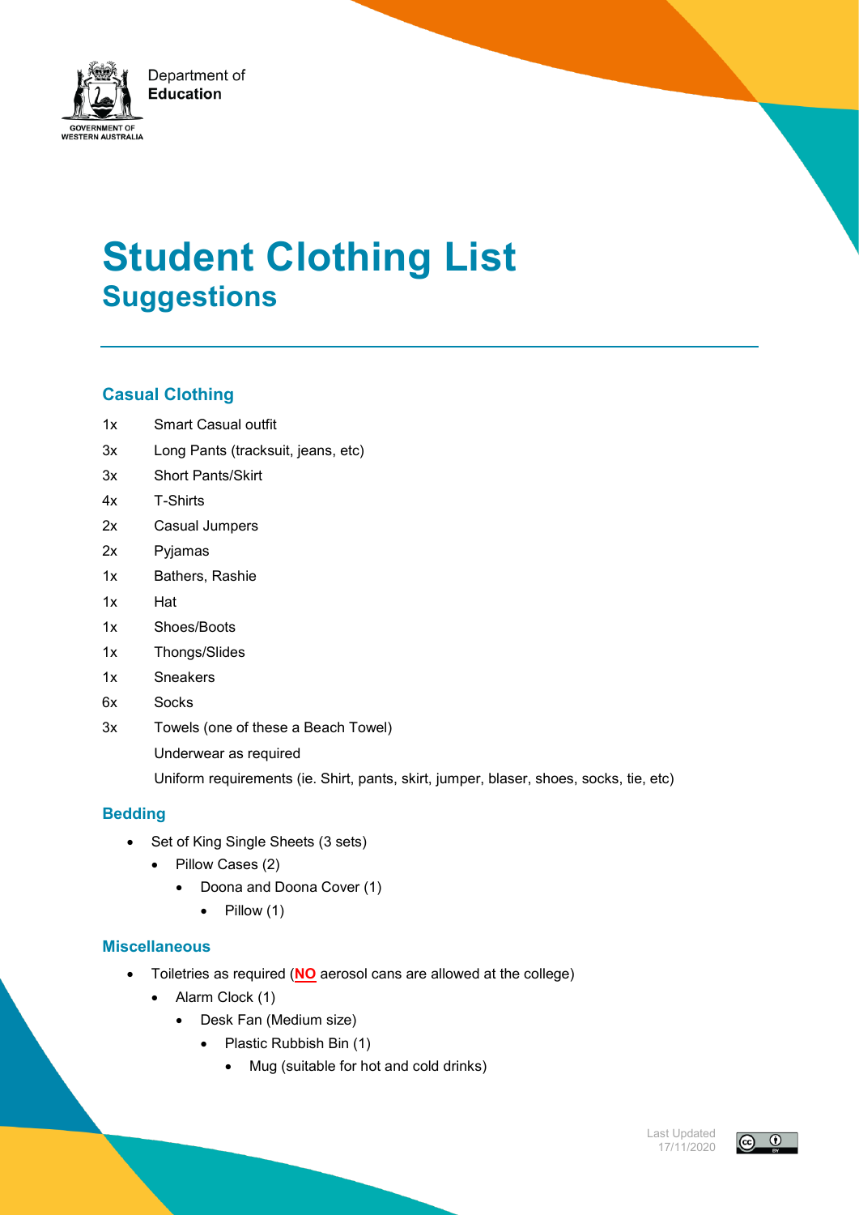Department of **Education**

GOVERNMENT OF WESTERN AUSTRALIA

# Student Clothing List
## Suggestions

### Casual Clothing

| | |
|---|---|
| 1x | Smart Casual outfit |
| 3x | Long Pants (tracksuit, jeans, etc) |
| 3x | Short Pants/Skirt |
| 4x | T-Shirts |
| 2x | Casual Jumpers |
| 2x | Pyjamas |
| 1x | Bathers, Rashie |
| 1x | Hat |
| 1x | Shoes/Boots |
| 1x | Thongs/Slides |
| 1x | Sneakers |
| 6x | Socks |
| 3x | Towels (one of these a Beach Towel) |
| | Underwear as required |
| | Uniform requirements (ie. Shirt, pants, skirt, jumper, blaser, shoes, socks, tie, etc) |

### Bedding

- Set of King Single Sheets (3 sets)
- Pillow Cases (2)
- Doona and Doona Cover (1)
- Pillow (1)

### Miscellaneous

- Toiletries as required (**NO** aerosol cans are allowed at the college)
- Alarm Clock (1)
- Desk Fan (Medium size)
- Plastic Rubbish Bin (1)
- Mug (suitable for hot and cold drinks)

Last Updated 17/11/2020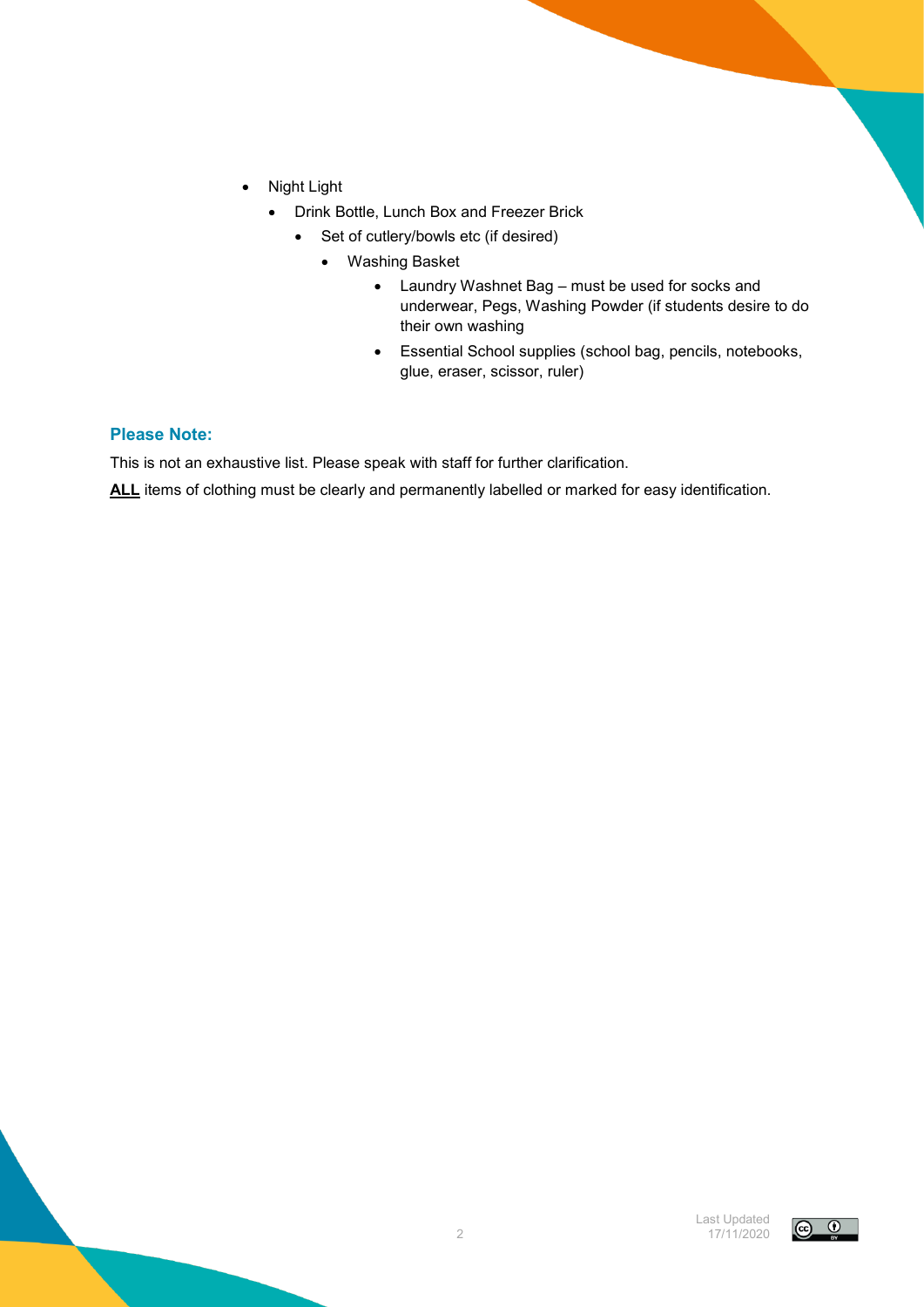- Night Light
- Drink Bottle, Lunch Box and Freezer Brick
- Set of cutlery/bowls etc (if desired)
- Washing Basket
- Laundry Washnet Bag – must be used for socks and underwear, Pegs, Washing Powder (if students desire to do their own washing
- Essential School supplies (school bag, pencils, notebooks, glue, eraser, scissor, ruler)

### Please Note:

This is not an exhaustive list. Please speak with staff for further clarification.

**ALL** items of clothing must be clearly and permanently labelled or marked for easy identification.

Last Updated 17/11/2020